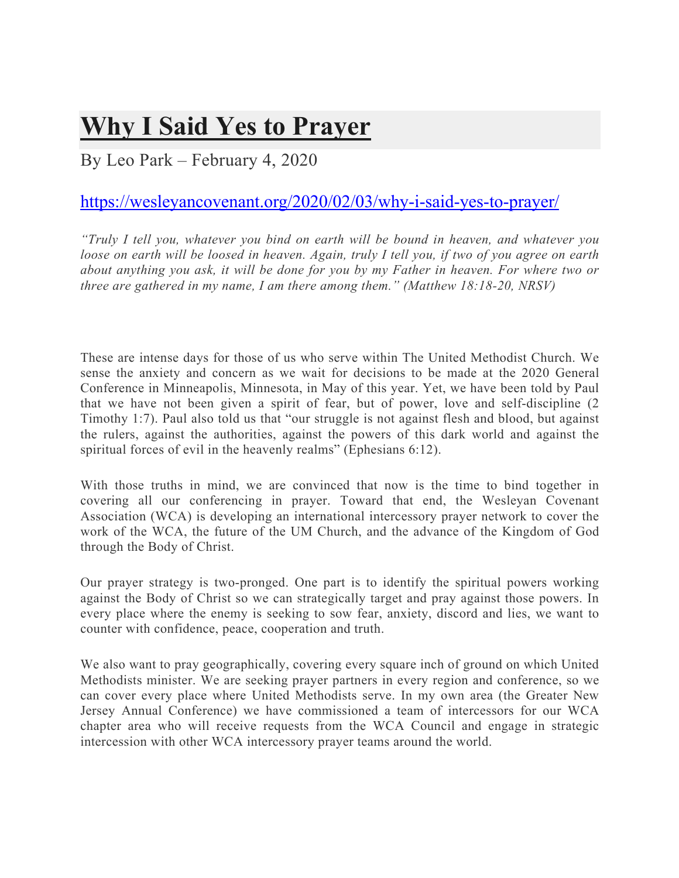# [Why I Said Yes to Prayer](https://wesleyancovenant.org/2020/02/03/why-i-said-yes-to-prayer/)

By Leo Park – February 4, 2020

https://wesleyancovenant.org/2020/02/03/why-i-said-yes-to-prayer/

*"Truly I tell you, whatever you bind on earth will be bound in heaven, and whatever you loose on earth will be loosed in heaven. Again, truly I tell you, if two of you agree on earth about anything you ask, it will be done for you by my Father in heaven. For where two or three are gathered in my name, I am there among them." (Matthew 18:18-20, NRSV)*

These are intense days for those of us who serve within The United Methodist Church. We sense the anxiety and concern as we wait for decisions to be made at the 2020 General Conference in Minneapolis, Minnesota, in May of this year. Yet, we have been told by Paul that we have not been given a spirit of fear, but of power, love and self-discipline (2 Timothy 1:7). Paul also told us that "our struggle is not against flesh and blood, but against the rulers, against the authorities, against the powers of this dark world and against the spiritual forces of evil in the heavenly realms" (Ephesians 6:12).

With those truths in mind, we are convinced that now is the time to bind together in covering all our conferencing in prayer. Toward that end, the Wesleyan Covenant Association (WCA) is developing an international intercessory prayer network to cover the work of the WCA, the future of the UM Church, and the advance of the Kingdom of God through the Body of Christ.

Our prayer strategy is two-pronged. One part is to identify the spiritual powers working against the Body of Christ so we can strategically target and pray against those powers. In every place where the enemy is seeking to sow fear, anxiety, discord and lies, we want to counter with confidence, peace, cooperation and truth.

We also want to pray geographically, covering every square inch of ground on which United Methodists minister. We are seeking prayer partners in every region and conference, so we can cover every place where United Methodists serve. In my own area (the Greater New Jersey Annual Conference) we have commissioned a team of intercessors for our WCA chapter area who will receive requests from the WCA Council and engage in strategic intercession with other WCA intercessory prayer teams around the world.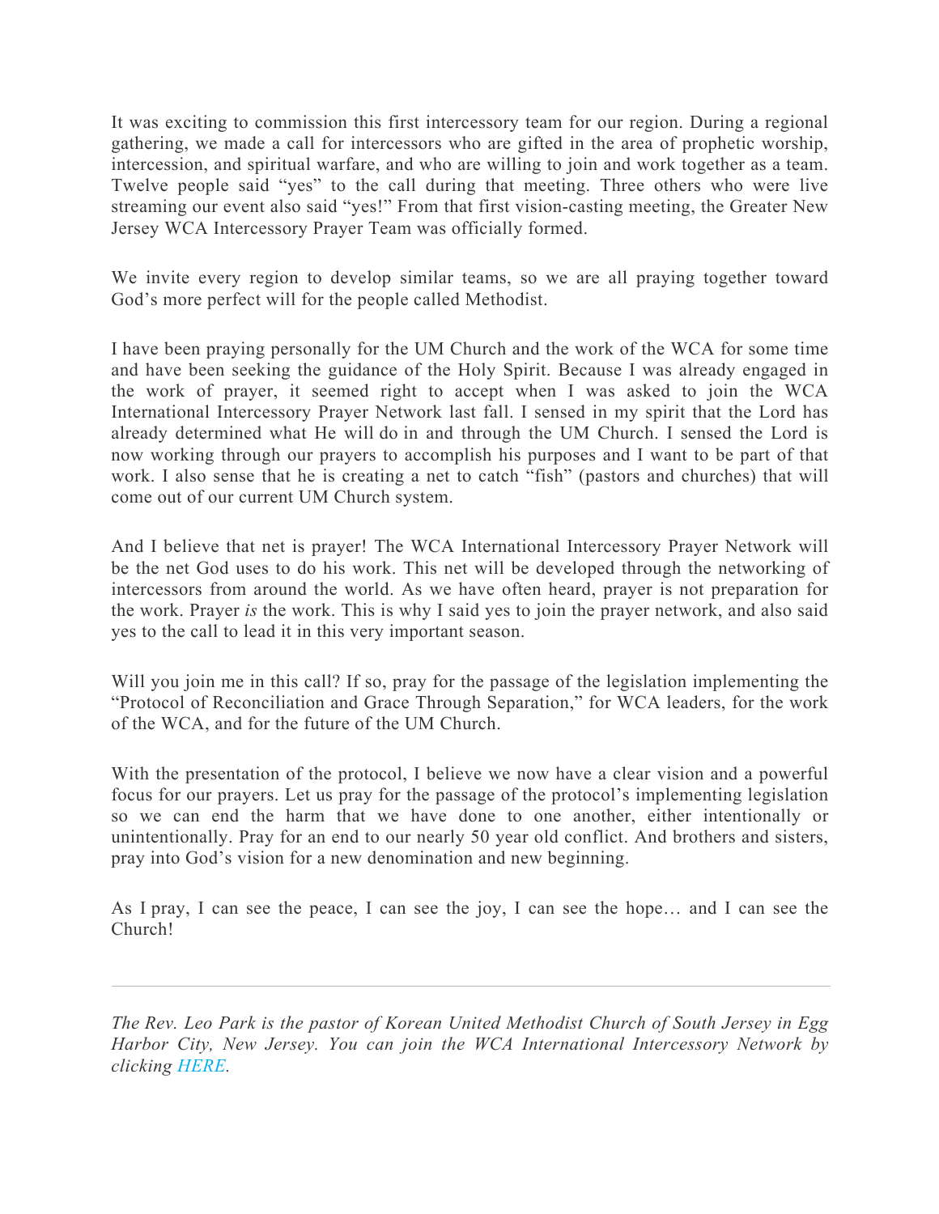It was exciting to commission this first intercessory team for our region. During a regional gathering, we made a call for intercessors who are gifted in the area of prophetic worship, intercession, and spiritual warfare, and who are willing to join and work together as a team. Twelve people said "yes" to the call during that meeting. Three others who were live streaming our event also said "yes!" From that first vision-casting meeting, the Greater New Jersey WCA Intercessory Prayer Team was officially formed.

We invite every region to develop similar teams, so we are all praying together toward God's more perfect will for the people called Methodist.

I have been praying personally for the UM Church and the work of the WCA for some time and have been seeking the guidance of the Holy Spirit. Because I was already engaged in the work of prayer, it seemed right to accept when I was asked to join the WCA International Intercessory Prayer Network last fall. I sensed in my spirit that the Lord has already determined what He will do in and through the UM Church. I sensed the Lord is now working through our prayers to accomplish his purposes and I want to be part of that work. I also sense that he is creating a net to catch "fish" (pastors and churches) that will come out of our current UM Church system.

And I believe that net is prayer! The WCA International Intercessory Prayer Network will be the net God uses to do his work. This net will be developed through the networking of intercessors from around the world. As we have often heard, prayer is not preparation for the work. Prayer *is* the work. This is why I said yes to join the prayer network, and also said yes to the call to lead it in this very important season.

Will you join me in this call? If so, pray for the passage of the legislation implementing the "Protocol of Reconciliation and Grace Through Separation," for WCA leaders, for the work of the WCA, and for the future of the UM Church.

With the presentation of the protocol, I believe we now have a clear vision and a powerful focus for our prayers. Let us pray for the passage of the protocol's implementing legislation so we can end the harm that we have done to one another, either intentionally or unintentionally. Pray for an end to our nearly 50 year old conflict. And brothers and sisters, pray into God's vision for a new denomination and new beginning.

As I pray, I can see the peace, I can see the joy, I can see the hope… and I can see the Church!

---

*The Rev. Leo Park is the pastor of Korean United Methodist Church of South Jersey in Egg Harbor City, New Jersey. You can join the WCA International Intercessory Network by clicking HERE.*